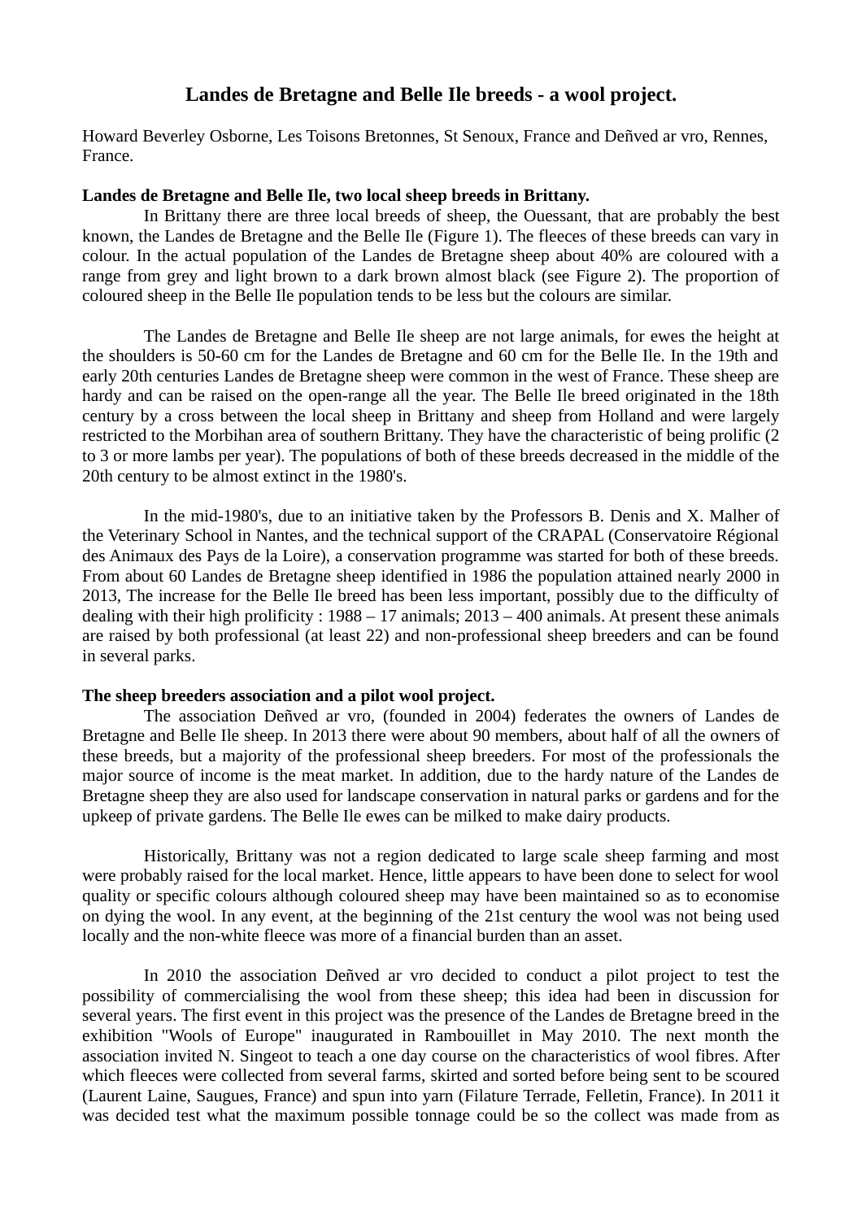# Landes de Bretagne and Belle Ile breeds - a wool project.

Howard Beverley Osborne, Les Toisons Bretonnes, St Senoux, France and Deñved ar vro, Rennes, France.

**Landes de Bretagne and Belle Ile, two local sheep breeds in Brittany.**

In Brittany there are three local breeds of sheep, the Ouessant, that are probably the best known, the Landes de Bretagne and the Belle Ile (Figure 1). The fleeces of these breeds can vary in colour. In the actual population of the Landes de Bretagne sheep about 40% are coloured with a range from grey and light brown to a dark brown almost black (see Figure 2). The proportion of coloured sheep in the Belle Ile population tends to be less but the colours are similar.

The Landes de Bretagne and Belle Ile sheep are not large animals, for ewes the height at the shoulders is 50-60 cm for the Landes de Bretagne and 60 cm for the Belle Ile. In the 19th and early 20th centuries Landes de Bretagne sheep were common in the west of France. These sheep are hardy and can be raised on the open-range all the year. The Belle Ile breed originated in the 18th century by a cross between the local sheep in Brittany and sheep from Holland and were largely restricted to the Morbihan area of southern Brittany. They have the characteristic of being prolific (2 to 3 or more lambs per year). The populations of both of these breeds decreased in the middle of the 20th century to be almost extinct in the 1980's.

In the mid-1980's, due to an initiative taken by the Professors B. Denis and X. Malher of the Veterinary School in Nantes, and the technical support of the CRAPAL (Conservatoire Régional des Animaux des Pays de la Loire), a conservation programme was started for both of these breeds. From about 60 Landes de Bretagne sheep identified in 1986 the population attained nearly 2000 in 2013, The increase for the Belle Ile breed has been less important, possibly due to the difficulty of dealing with their high prolificity : 1988 – 17 animals; 2013 – 400 animals. At present these animals are raised by both professional (at least 22) and non-professional sheep breeders and can be found in several parks.

**The sheep breeders association and a pilot wool project.**

The association Deñved ar vro, (founded in 2004) federates the owners of Landes de Bretagne and Belle Ile sheep. In 2013 there were about 90 members, about half of all the owners of these breeds, but a majority of the professional sheep breeders. For most of the professionals the major source of income is the meat market. In addition, due to the hardy nature of the Landes de Bretagne sheep they are also used for landscape conservation in natural parks or gardens and for the upkeep of private gardens. The Belle Ile ewes can be milked to make dairy products.

Historically, Brittany was not a region dedicated to large scale sheep farming and most were probably raised for the local market. Hence, little appears to have been done to select for wool quality or specific colours although coloured sheep may have been maintained so as to economise on dying the wool. In any event, at the beginning of the 21st century the wool was not being used locally and the non-white fleece was more of a financial burden than an asset.

In 2010 the association Deñved ar vro decided to conduct a pilot project to test the possibility of commercialising the wool from these sheep; this idea had been in discussion for several years. The first event in this project was the presence of the Landes de Bretagne breed in the exhibition "Wools of Europe" inaugurated in Rambouillet in May 2010. The next month the association invited N. Singeot to teach a one day course on the characteristics of wool fibres. After which fleeces were collected from several farms, skirted and sorted before being sent to be scoured (Laurent Laine, Saugues, France) and spun into yarn (Filature Terrade, Felletin, France). In 2011 it was decided test what the maximum possible tonnage could be so the collect was made from as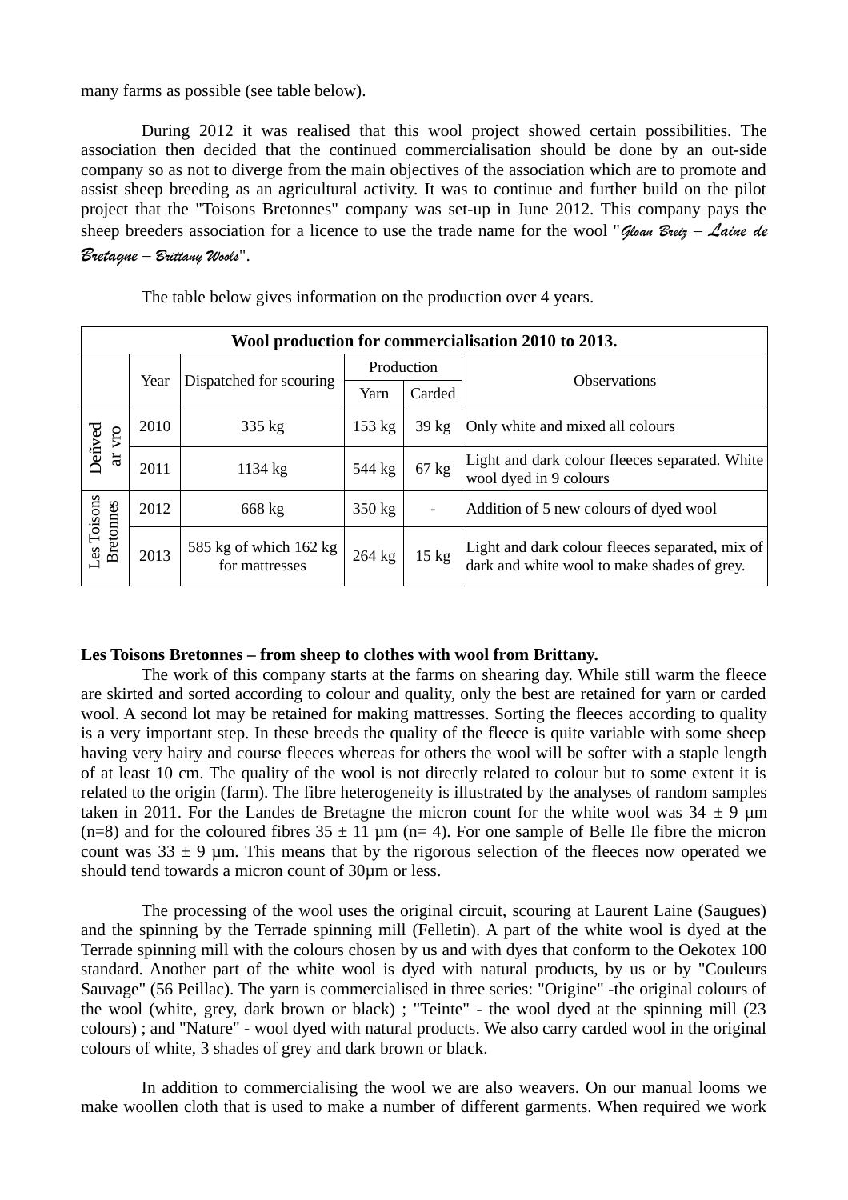many farms as possible (see table below).

During 2012 it was realised that this wool project showed certain possibilities. The association then decided that the continued commercialisation should be done by an out-side company so as not to diverge from the main objectives of the association which are to promote and assist sheep breeding as an agricultural activity. It was to continue and further build on the pilot project that the "Toisons Bretonnes" company was set-up in June 2012. This company pays the sheep breeders association for a licence to use the trade name for the wool "*Gloan Breiz – Laine de Bretagne – Brittany Wools*".

The table below gives information on the production over 4 years.

| Wool production for commercialisation 2010 to 2013. | | | | | |
|---|---|---|---|---|---|
| | Year | Dispatched for scouring | Production | | Observations |
| | | | Yarn | Carded | |
| Deñved ar vro | 2010 | 335 kg | 153 kg | 39 kg | Only white and mixed all colours |
| Deñved ar vro | 2011 | 1134 kg | 544 kg | 67 kg | Light and dark colour fleeces separated. White wool dyed in 9 colours |
| Les Toisons Bretonnes | 2012 | 668 kg | 350 kg | - | Addition of 5 new colours of dyed wool |
| Les Toisons Bretonnes | 2013 | 585 kg of which 162 kg for mattresses | 264 kg | 15 kg | Light and dark colour fleeces separated, mix of dark and white wool to make shades of grey. |

**Les Toisons Bretonnes – from sheep to clothes with wool from Brittany.**

The work of this company starts at the farms on shearing day. While still warm the fleece are skirted and sorted according to colour and quality, only the best are retained for yarn or carded wool. A second lot may be retained for making mattresses. Sorting the fleeces according to quality is a very important step. In these breeds the quality of the fleece is quite variable with some sheep having very hairy and course fleeces whereas for others the wool will be softer with a staple length of at least 10 cm. The quality of the wool is not directly related to colour but to some extent it is related to the origin (farm). The fibre heterogeneity is illustrated by the analyses of random samples taken in 2011. For the Landes de Bretagne the micron count for the white wool was 34 ± 9 µm (n=8) and for the coloured fibres 35 ± 11 µm (n= 4). For one sample of Belle Ile fibre the micron count was 33 ± 9 µm. This means that by the rigorous selection of the fleeces now operated we should tend towards a micron count of 30µm or less.

The processing of the wool uses the original circuit, scouring at Laurent Laine (Saugues) and the spinning by the Terrade spinning mill (Felletin). A part of the white wool is dyed at the Terrade spinning mill with the colours chosen by us and with dyes that conform to the Oekotex 100 standard. Another part of the white wool is dyed with natural products, by us or by "Couleurs Sauvage" (56 Peillac). The yarn is commercialised in three series: "Origine" -the original colours of the wool (white, grey, dark brown or black) ; "Teinte" - the wool dyed at the spinning mill (23 colours) ; and "Nature" - wool dyed with natural products. We also carry carded wool in the original colours of white, 3 shades of grey and dark brown or black.

In addition to commercialising the wool we are also weavers. On our manual looms we make woollen cloth that is used to make a number of different garments. When required we work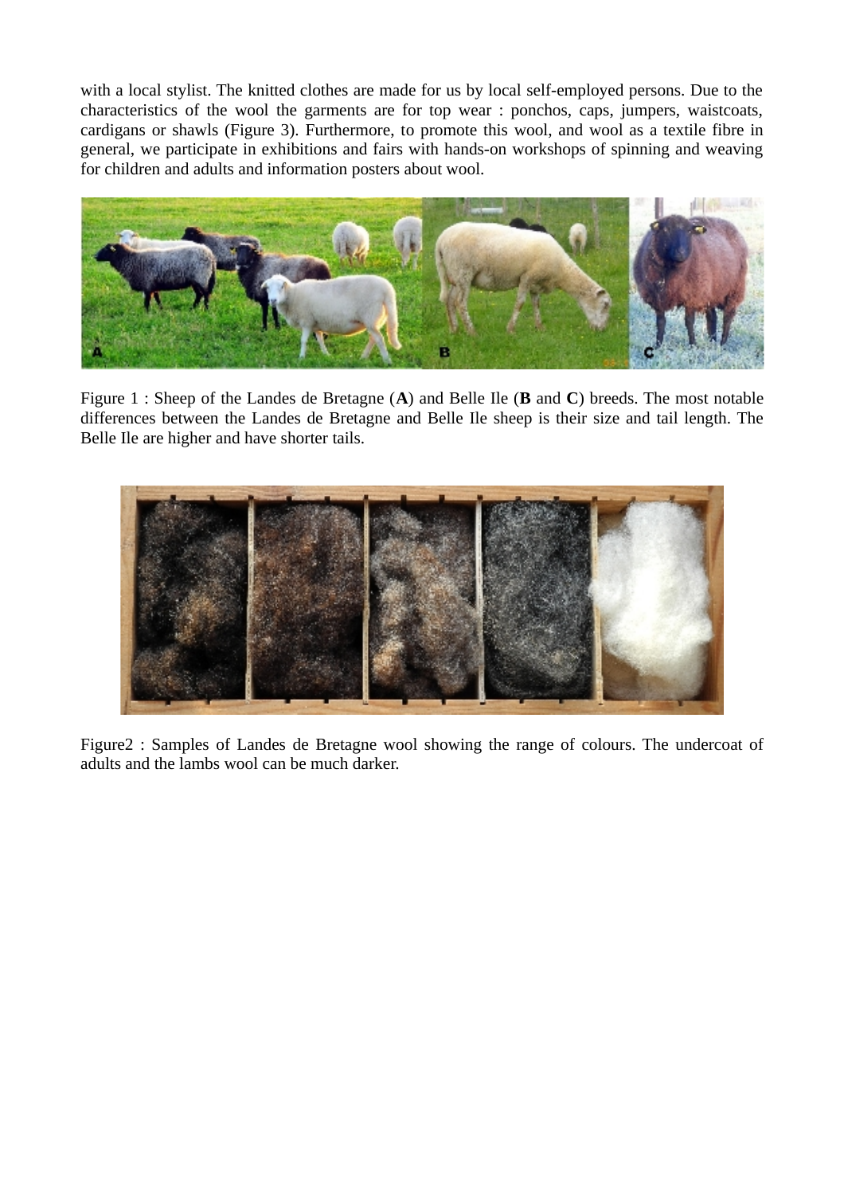with a local stylist. The knitted clothes are made for us by local self-employed persons. Due to the characteristics of the wool the garments are for top wear : ponchos, caps, jumpers, waistcoats, cardigans or shawls (Figure 3). Furthermore, to promote this wool, and wool as a textile fibre in general, we participate in exhibitions and fairs with hands-on workshops of spinning and weaving for children and adults and information posters about wool.

Figure 1 : Sheep of the Landes de Bretagne (**A**) and Belle Ile (**B** and **C**) breeds. The most notable differences between the Landes de Bretagne and Belle Ile sheep is their size and tail length. The Belle Ile are higher and have shorter tails.

Figure2 : Samples of Landes de Bretagne wool showing the range of colours. The undercoat of adults and the lambs wool can be much darker.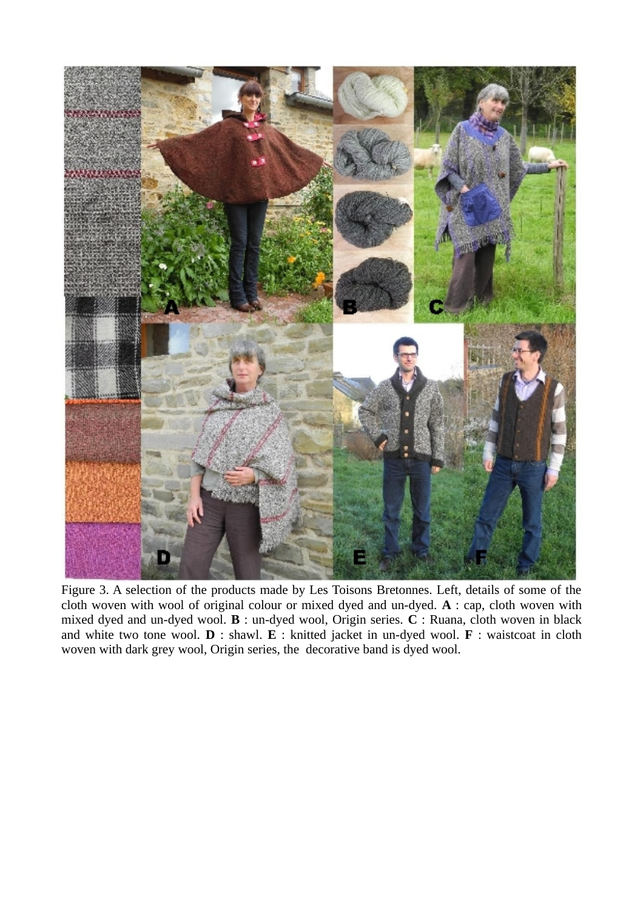Figure 3. A selection of the products made by Les Toisons Bretonnes. Left, details of some of the cloth woven with wool of original colour or mixed dyed and un-dyed. **A** : cap, cloth woven with mixed dyed and un-dyed wool. **B** : un-dyed wool, Origin series. **C** : Ruana, cloth woven in black and white two tone wool. **D** : shawl. **E** : knitted jacket in un-dyed wool. **F** : waistcoat in cloth woven with dark grey wool, Origin series, the decorative band is dyed wool.